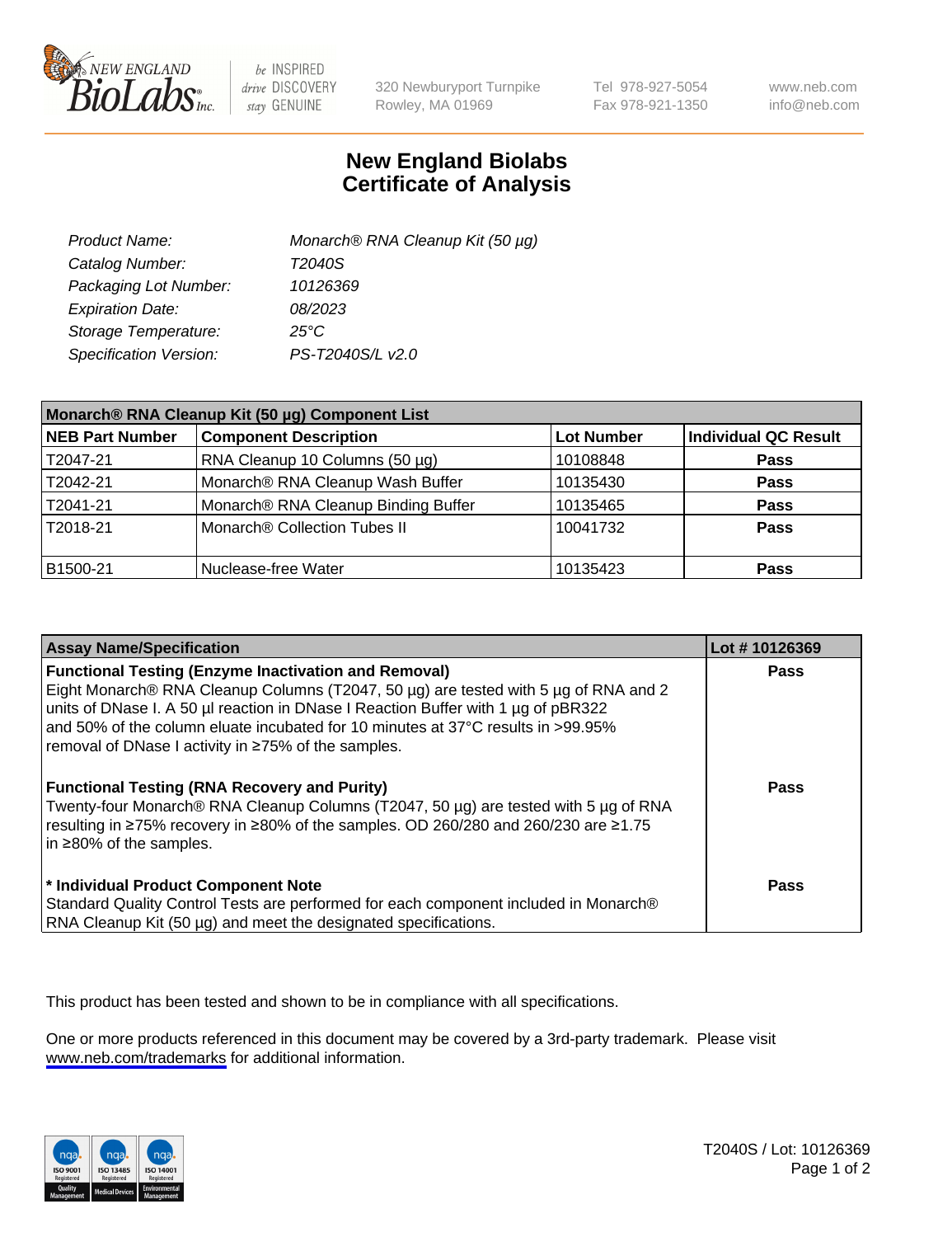# New England Biolabs Certificate of Analysis

| | |
|---|---|
| Product Name: | Monarch® RNA Cleanup Kit (50 µg) |
| Catalog Number: | T2040S |
| Packaging Lot Number: | 10126369 |
| Expiration Date: | 08/2023 |
| Storage Temperature: | 25°C |
| Specification Version: | PS-T2040S/L v2.0 |

| Monarch® RNA Cleanup Kit (50 µg) Component List | | | |
|---|---|---|---|
| **NEB Part Number** | **Component Description** | **Lot Number** | **Individual QC Result** |
| T2047-21 | RNA Cleanup 10 Columns (50 µg) | 10108848 | **Pass** |
| T2042-21 | Monarch® RNA Cleanup Wash Buffer | 10135430 | **Pass** |
| T2041-21 | Monarch® RNA Cleanup Binding Buffer | 10135465 | **Pass** |
| T2018-21 | Monarch® Collection Tubes II | 10041732 | **Pass** |
| B1500-21 | Nuclease-free Water | 10135423 | **Pass** |

| Assay Name/Specification | Lot # 10126369 |
|---|---|
| **Functional Testing (Enzyme Inactivation and Removal)** Eight Monarch® RNA Cleanup Columns (T2047, 50 µg) are tested with 5 µg of RNA and 2 units of DNase I. A 50 µl reaction in DNase I Reaction Buffer with 1 µg of pBR322 and 50% of the column eluate incubated for 10 minutes at 37°C results in >99.95% removal of DNase I activity in ≥75% of the samples. | **Pass** |
| **Functional Testing (RNA Recovery and Purity)** Twenty-four Monarch® RNA Cleanup Columns (T2047, 50 µg) are tested with 5 µg of RNA resulting in ≥75% recovery in ≥80% of the samples. OD 260/280 and 260/230 are ≥1.75 in ≥80% of the samples. | **Pass** |
| **\* Individual Product Component Note** Standard Quality Control Tests are performed for each component included in Monarch® RNA Cleanup Kit (50 µg) and meet the designated specifications. | **Pass** |

This product has been tested and shown to be in compliance with all specifications.

One or more products referenced in this document may be covered by a 3rd-party trademark. Please visit www.neb.com/trademarks for additional information.

T2040S / Lot: 10126369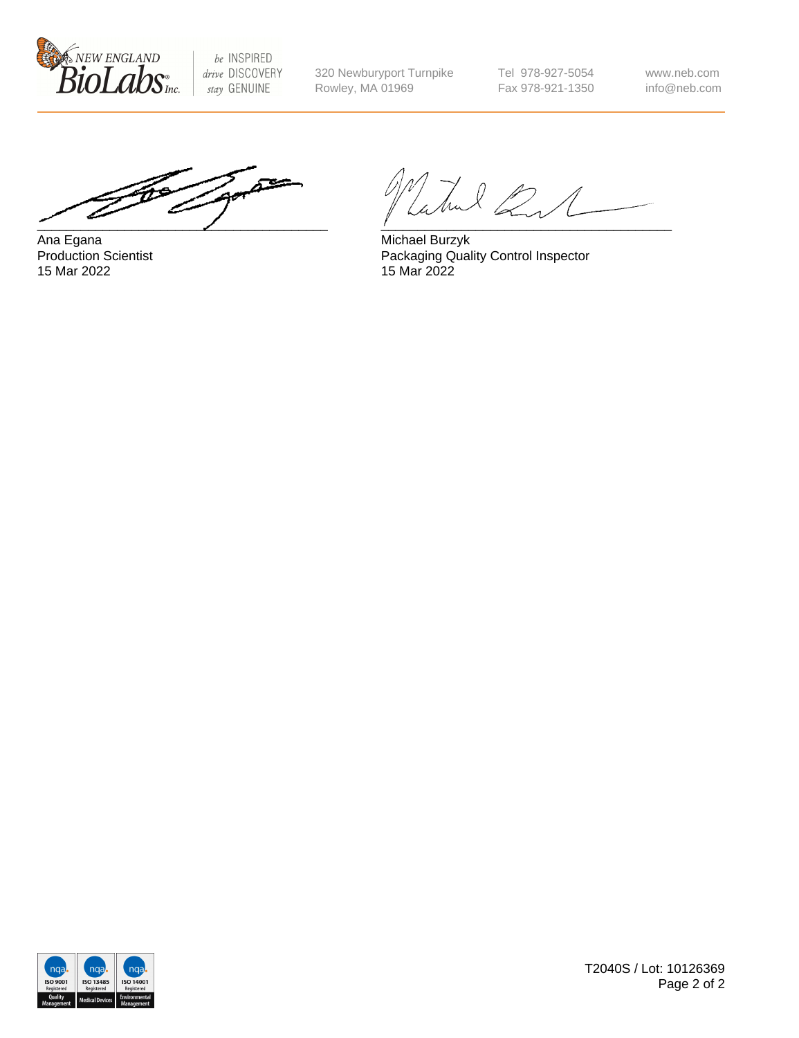Ana Egana
Production Scientist
15 Mar 2022

Michael Burzyk
Packaging Quality Control Inspector
15 Mar 2022

T2040S / Lot: 10126369